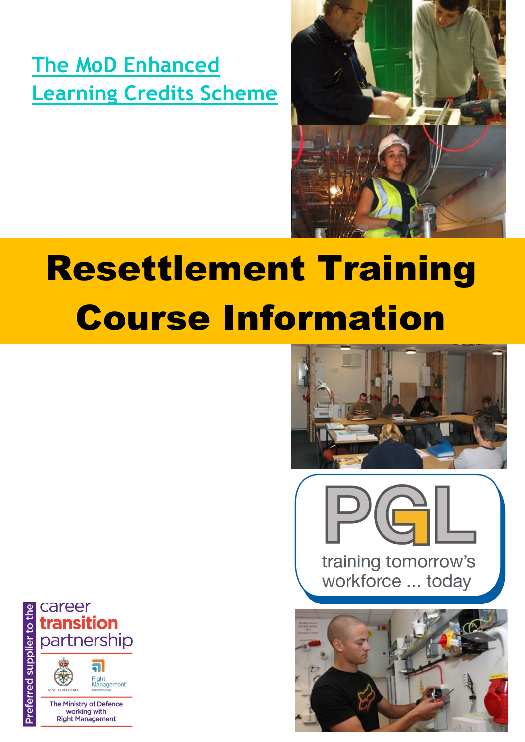The MoD Enhanced Learning Credits Scheme

# Resettlement Training Course Information

PGL

training tomorrow's workforce ... today

Preferred supplier to the

career transition partnership

MINISTRY OF DEFENCE

Right Management

The Ministry of Defence working with Right Management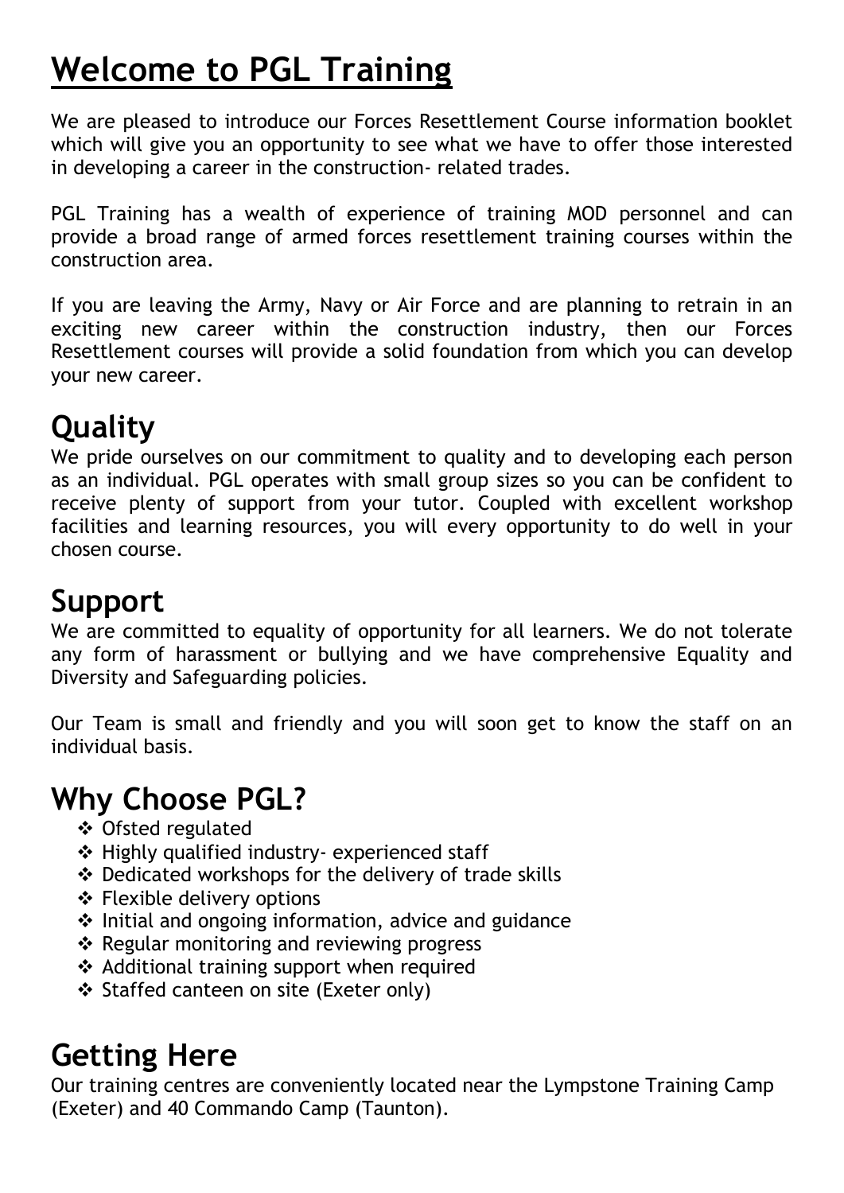# Welcome to PGL Training

We are pleased to introduce our Forces Resettlement Course information booklet which will give you an opportunity to see what we have to offer those interested in developing a career in the construction- related trades.

PGL Training has a wealth of experience of training MOD personnel and can provide a broad range of armed forces resettlement training courses within the construction area.

If you are leaving the Army, Navy or Air Force and are planning to retrain in an exciting new career within the construction industry, then our Forces Resettlement courses will provide a solid foundation from which you can develop your new career.

## Quality

We pride ourselves on our commitment to quality and to developing each person as an individual. PGL operates with small group sizes so you can be confident to receive plenty of support from your tutor. Coupled with excellent workshop facilities and learning resources, you will every opportunity to do well in your chosen course.

## Support

We are committed to equality of opportunity for all learners. We do not tolerate any form of harassment or bullying and we have comprehensive Equality and Diversity and Safeguarding policies.

Our Team is small and friendly and you will soon get to know the staff on an individual basis.

## Why Choose PGL?

- Ofsted regulated
- Highly qualified industry- experienced staff
- Dedicated workshops for the delivery of trade skills
- Flexible delivery options
- Initial and ongoing information, advice and guidance
- Regular monitoring and reviewing progress
- Additional training support when required
- Staffed canteen on site (Exeter only)

## Getting Here

Our training centres are conveniently located near the Lympstone Training Camp (Exeter) and 40 Commando Camp (Taunton).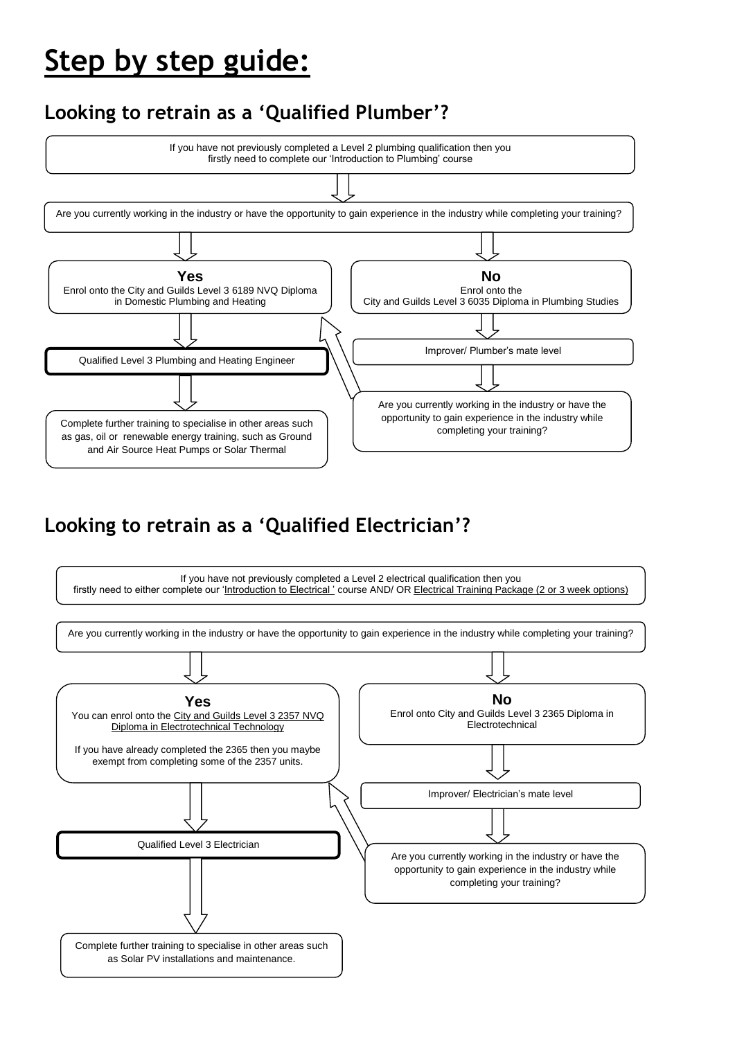# Step by step guide:

## Looking to retrain as a 'Qualified Plumber'?

If you have not previously completed a Level 2 plumbing qualification then you firstly need to complete our 'Introduction to Plumbing' course

Are you currently working in the industry or have the opportunity to gain experience in the industry while completing your training?

**Yes**
Enrol onto the City and Guilds Level 3 6189 NVQ Diploma in Domestic Plumbing and Heating

Qualified Level 3 Plumbing and Heating Engineer

Complete further training to specialise in other areas such as gas, oil or renewable energy training, such as Ground and Air Source Heat Pumps or Solar Thermal

**No**
Enrol onto the City and Guilds Level 3 6035 Diploma in Plumbing Studies

Improver/ Plumber's mate level

Are you currently working in the industry or have the opportunity to gain experience in the industry while completing your training?

## Looking to retrain as a 'Qualified Electrician'?

If you have not previously completed a Level 2 electrical qualification then you firstly need to either complete our 'Introduction to Electrical ' course AND/ OR Electrical Training Package (2 or 3 week options)

Are you currently working in the industry or have the opportunity to gain experience in the industry while completing your training?

**Yes**
You can enrol onto the City and Guilds Level 3 2357 NVQ Diploma in Electrotechnical Technology

If you have already completed the 2365 then you maybe exempt from completing some of the 2357 units.

Qualified Level 3 Electrician

Complete further training to specialise in other areas such as Solar PV installations and maintenance.

**No**
Enrol onto City and Guilds Level 3 2365 Diploma in Electrotechnical

Improver/ Electrician's mate level

Are you currently working in the industry or have the opportunity to gain experience in the industry while completing your training?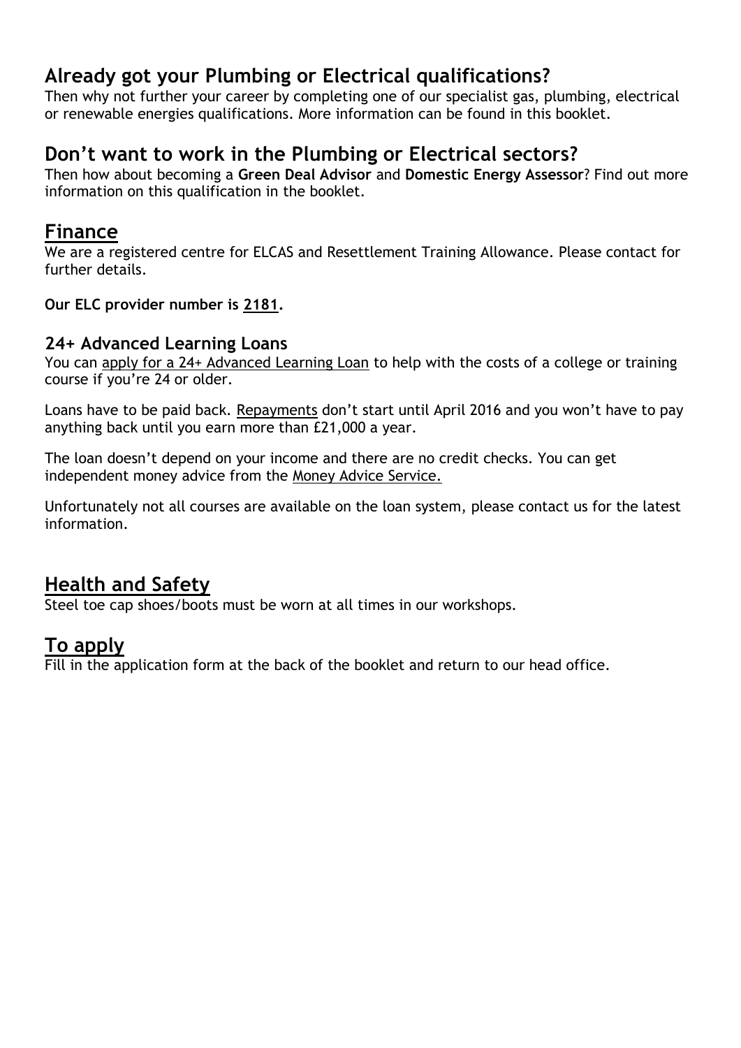## Already got your Plumbing or Electrical qualifications?

Then why not further your career by completing one of our specialist gas, plumbing, electrical or renewable energies qualifications. More information can be found in this booklet.

## Don't want to work in the Plumbing or Electrical sectors?

Then how about becoming a **Green Deal Advisor** and **Domestic Energy Assessor**? Find out more information on this qualification in the booklet.

## Finance

We are a registered centre for ELCAS and Resettlement Training Allowance. Please contact for further details.

**Our ELC provider number is 2181.**

### 24+ Advanced Learning Loans

You can apply for a 24+ Advanced Learning Loan to help with the costs of a college or training course if you're 24 or older.

Loans have to be paid back. Repayments don't start until April 2016 and you won't have to pay anything back until you earn more than £21,000 a year.

The loan doesn't depend on your income and there are no credit checks. You can get independent money advice from the Money Advice Service.

Unfortunately not all courses are available on the loan system, please contact us for the latest information.

## Health and Safety

Steel toe cap shoes/boots must be worn at all times in our workshops.

## To apply

Fill in the application form at the back of the booklet and return to our head office.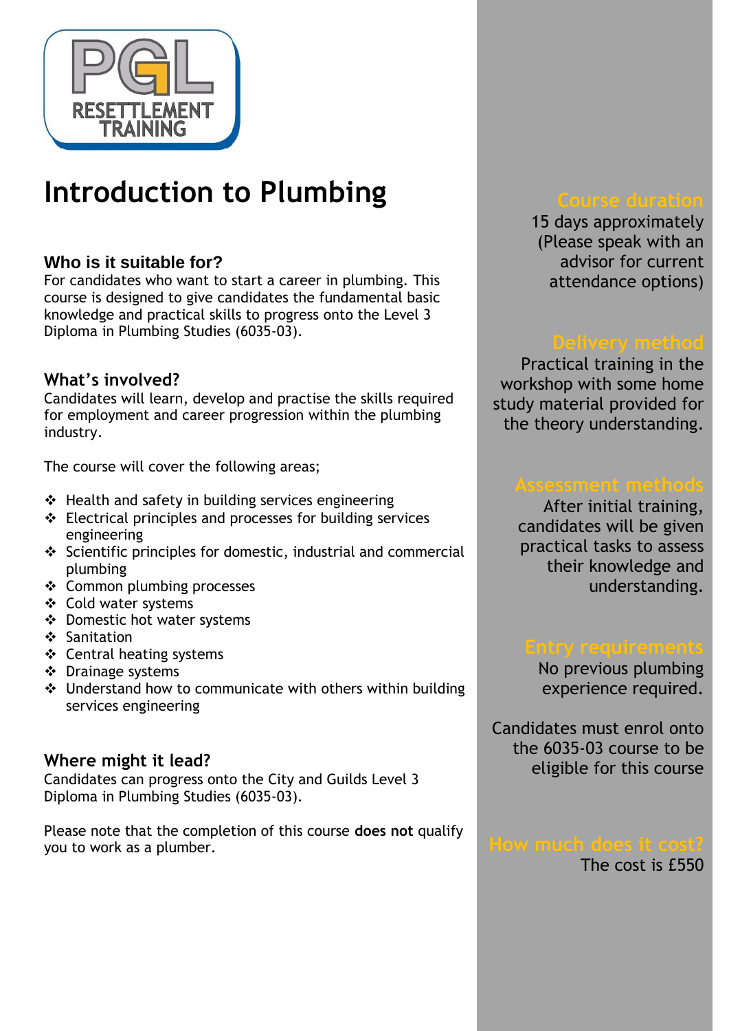PGL RESETTLEMENT TRAINING

# Introduction to Plumbing

### Who is it suitable for?

For candidates who want to start a career in plumbing. This course is designed to give candidates the fundamental basic knowledge and practical skills to progress onto the Level 3 Diploma in Plumbing Studies (6035-03).

### What's involved?

Candidates will learn, develop and practise the skills required for employment and career progression within the plumbing industry.

The course will cover the following areas;

- Health and safety in building services engineering
- Electrical principles and processes for building services engineering
- Scientific principles for domestic, industrial and commercial plumbing
- Common plumbing processes
- Cold water systems
- Domestic hot water systems
- Sanitation
- Central heating systems
- Drainage systems
- Understand how to communicate with others within building services engineering

### Where might it lead?

Candidates can progress onto the City and Guilds Level 3 Diploma in Plumbing Studies (6035-03).

Please note that the completion of this course **does not** qualify you to work as a plumber.

### Course duration

15 days approximately (Please speak with an advisor for current attendance options)

### Delivery method

Practical training in the workshop with some home study material provided for the theory understanding.

### Assessment methods

After initial training, candidates will be given practical tasks to assess their knowledge and understanding.

### Entry requirements

No previous plumbing experience required.

Candidates must enrol onto the 6035-03 course to be eligible for this course

### How much does it cost?

The cost is £550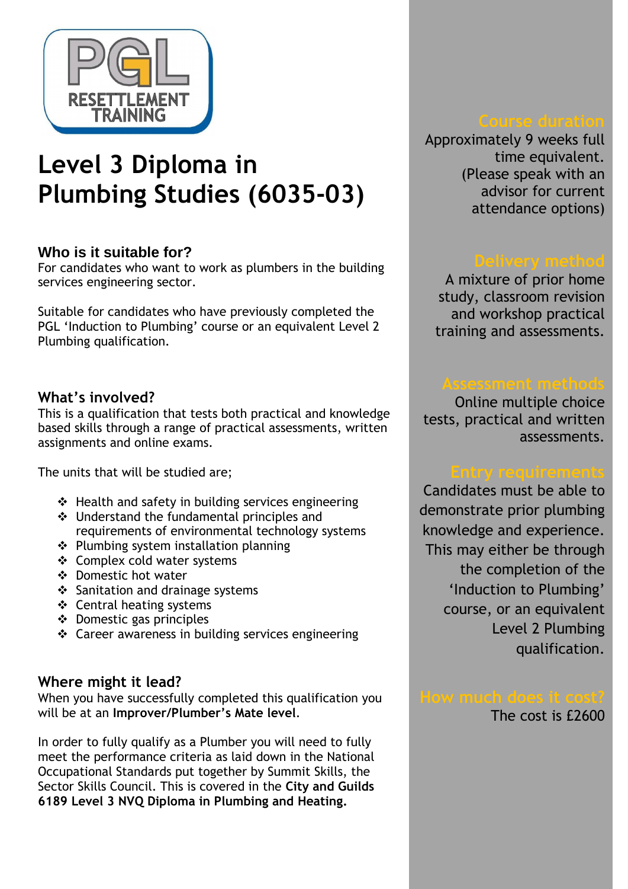PGL RESETTLEMENT TRAINING

# Level 3 Diploma in Plumbing Studies (6035-03)

### Who is it suitable for?

For candidates who want to work as plumbers in the building services engineering sector.

Suitable for candidates who have previously completed the PGL 'Induction to Plumbing' course or an equivalent Level 2 Plumbing qualification.

### What's involved?

This is a qualification that tests both practical and knowledge based skills through a range of practical assessments, written assignments and online exams.

The units that will be studied are;

- Health and safety in building services engineering
- Understand the fundamental principles and requirements of environmental technology systems
- Plumbing system installation planning
- Complex cold water systems
- Domestic hot water
- Sanitation and drainage systems
- Central heating systems
- Domestic gas principles
- Career awareness in building services engineering

### Where might it lead?

When you have successfully completed this qualification you will be at an **Improver/Plumber's Mate level**.

In order to fully qualify as a Plumber you will need to fully meet the performance criteria as laid down in the National Occupational Standards put together by Summit Skills, the Sector Skills Council. This is covered in the **City and Guilds 6189 Level 3 NVQ Diploma in Plumbing and Heating.**

### Course duration

Approximately 9 weeks full time equivalent. (Please speak with an advisor for current attendance options)

### Delivery method

A mixture of prior home study, classroom revision and workshop practical training and assessments.

### Assessment methods

Online multiple choice tests, practical and written assessments.

### Entry requirements

Candidates must be able to demonstrate prior plumbing knowledge and experience. This may either be through the completion of the 'Induction to Plumbing' course, or an equivalent Level 2 Plumbing qualification.

### How much does it cost?

The cost is £2600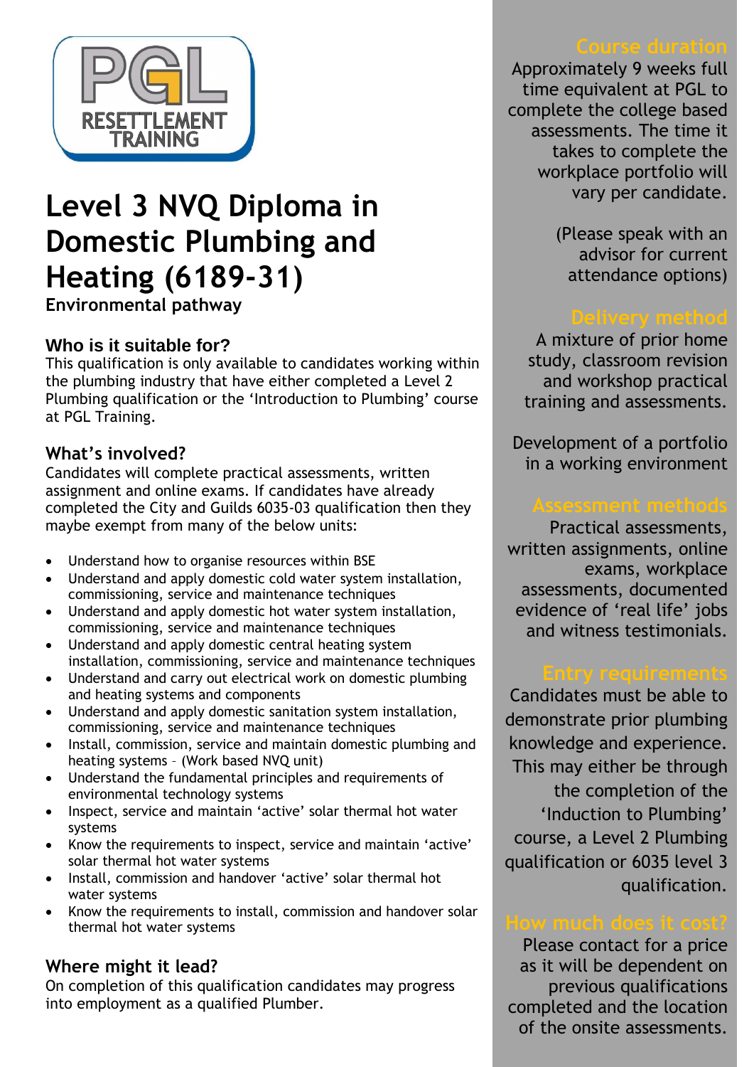PGL RESETTLEMENT TRAINING

# Level 3 NVQ Diploma in Domestic Plumbing and Heating (6189-31)

**Environmental pathway**

## Who is it suitable for?

This qualification is only available to candidates working within the plumbing industry that have either completed a Level 2 Plumbing qualification or the 'Introduction to Plumbing' course at PGL Training.

## What's involved?

Candidates will complete practical assessments, written assignment and online exams. If candidates have already completed the City and Guilds 6035-03 qualification then they maybe exempt from many of the below units:

- Understand how to organise resources within BSE
- Understand and apply domestic cold water system installation, commissioning, service and maintenance techniques
- Understand and apply domestic hot water system installation, commissioning, service and maintenance techniques
- Understand and apply domestic central heating system installation, commissioning, service and maintenance techniques
- Understand and carry out electrical work on domestic plumbing and heating systems and components
- Understand and apply domestic sanitation system installation, commissioning, service and maintenance techniques
- Install, commission, service and maintain domestic plumbing and heating systems – (Work based NVQ unit)
- Understand the fundamental principles and requirements of environmental technology systems
- Inspect, service and maintain 'active' solar thermal hot water systems
- Know the requirements to inspect, service and maintain 'active' solar thermal hot water systems
- Install, commission and handover 'active' solar thermal hot water systems
- Know the requirements to install, commission and handover solar thermal hot water systems

## Where might it lead?

On completion of this qualification candidates may progress into employment as a qualified Plumber.

## Course duration

Approximately 9 weeks full time equivalent at PGL to complete the college based assessments. The time it takes to complete the workplace portfolio will vary per candidate.

(Please speak with an advisor for current attendance options)

## Delivery method

A mixture of prior home study, classroom revision and workshop practical training and assessments.

Development of a portfolio in a working environment

## Assessment methods

Practical assessments, written assignments, online exams, workplace assessments, documented evidence of 'real life' jobs and witness testimonials.

## Entry requirements

Candidates must be able to demonstrate prior plumbing knowledge and experience. This may either be through the completion of the 'Induction to Plumbing' course, a Level 2 Plumbing qualification or 6035 level 3 qualification.

## How much does it cost?

Please contact for a price as it will be dependent on previous qualifications completed and the location of the onsite assessments.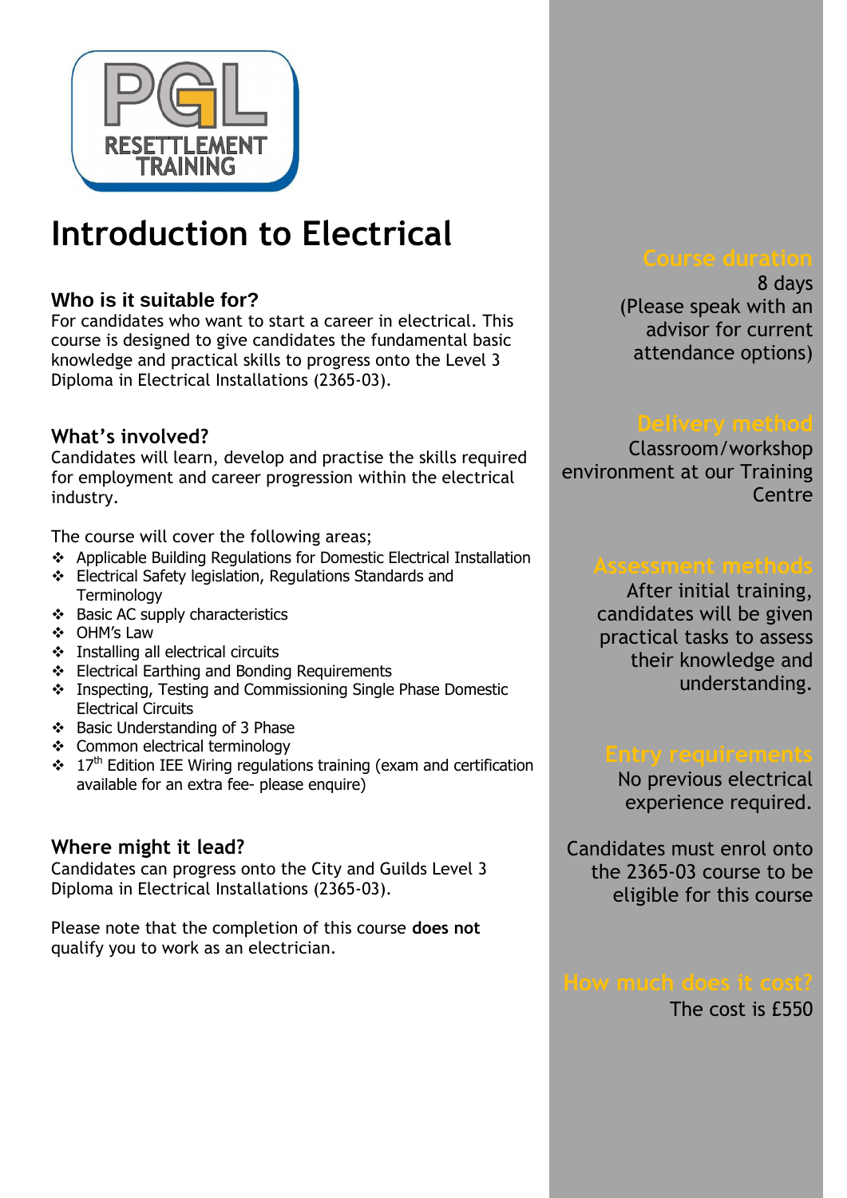# Introduction to Electrical

### Who is it suitable for?

For candidates who want to start a career in electrical. This course is designed to give candidates the fundamental basic knowledge and practical skills to progress onto the Level 3 Diploma in Electrical Installations (2365-03).

### What's involved?

Candidates will learn, develop and practise the skills required for employment and career progression within the electrical industry.

The course will cover the following areas;

- Applicable Building Regulations for Domestic Electrical Installation
- Electrical Safety legislation, Regulations Standards and Terminology
- Basic AC supply characteristics
- OHM's Law
- Installing all electrical circuits
- Electrical Earthing and Bonding Requirements
- Inspecting, Testing and Commissioning Single Phase Domestic Electrical Circuits
- Basic Understanding of 3 Phase
- Common electrical terminology
- 17th Edition IEE Wiring regulations training (exam and certification available for an extra fee- please enquire)

### Where might it lead?

Candidates can progress onto the City and Guilds Level 3 Diploma in Electrical Installations (2365-03).

Please note that the completion of this course **does not** qualify you to work as an electrician.

### Course duration

8 days
(Please speak with an advisor for current attendance options)

### Delivery method

Classroom/workshop environment at our Training Centre

### Assessment methods

After initial training, candidates will be given practical tasks to assess their knowledge and understanding.

### Entry requirements

No previous electrical experience required.

Candidates must enrol onto the 2365-03 course to be eligible for this course

### How much does it cost?

The cost is £550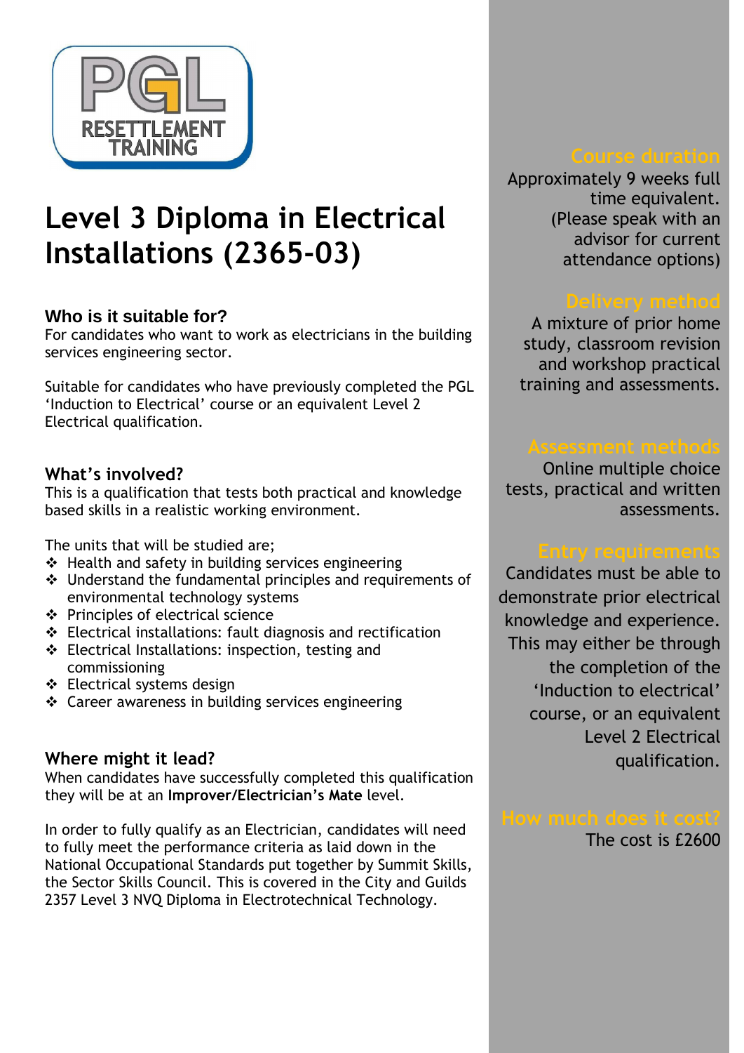PGL RESETTLEMENT TRAINING

# Level 3 Diploma in Electrical Installations (2365-03)

### Who is it suitable for?

For candidates who want to work as electricians in the building services engineering sector.

Suitable for candidates who have previously completed the PGL 'Induction to Electrical' course or an equivalent Level 2 Electrical qualification.

### What's involved?

This is a qualification that tests both practical and knowledge based skills in a realistic working environment.

The units that will be studied are;

- Health and safety in building services engineering
- Understand the fundamental principles and requirements of environmental technology systems
- Principles of electrical science
- Electrical installations: fault diagnosis and rectification
- Electrical Installations: inspection, testing and commissioning
- Electrical systems design
- Career awareness in building services engineering

### Where might it lead?

When candidates have successfully completed this qualification they will be at an **Improver/Electrician's Mate** level.

In order to fully qualify as an Electrician, candidates will need to fully meet the performance criteria as laid down in the National Occupational Standards put together by Summit Skills, the Sector Skills Council. This is covered in the City and Guilds 2357 Level 3 NVQ Diploma in Electrotechnical Technology.

### Course duration

Approximately 9 weeks full time equivalent. (Please speak with an advisor for current attendance options)

### Delivery method

A mixture of prior home study, classroom revision and workshop practical training and assessments.

### Assessment methods

Online multiple choice tests, practical and written assessments.

### Entry requirements

Candidates must be able to demonstrate prior electrical knowledge and experience. This may either be through the completion of the 'Induction to electrical' course, or an equivalent Level 2 Electrical qualification.

### How much does it cost?

The cost is £2600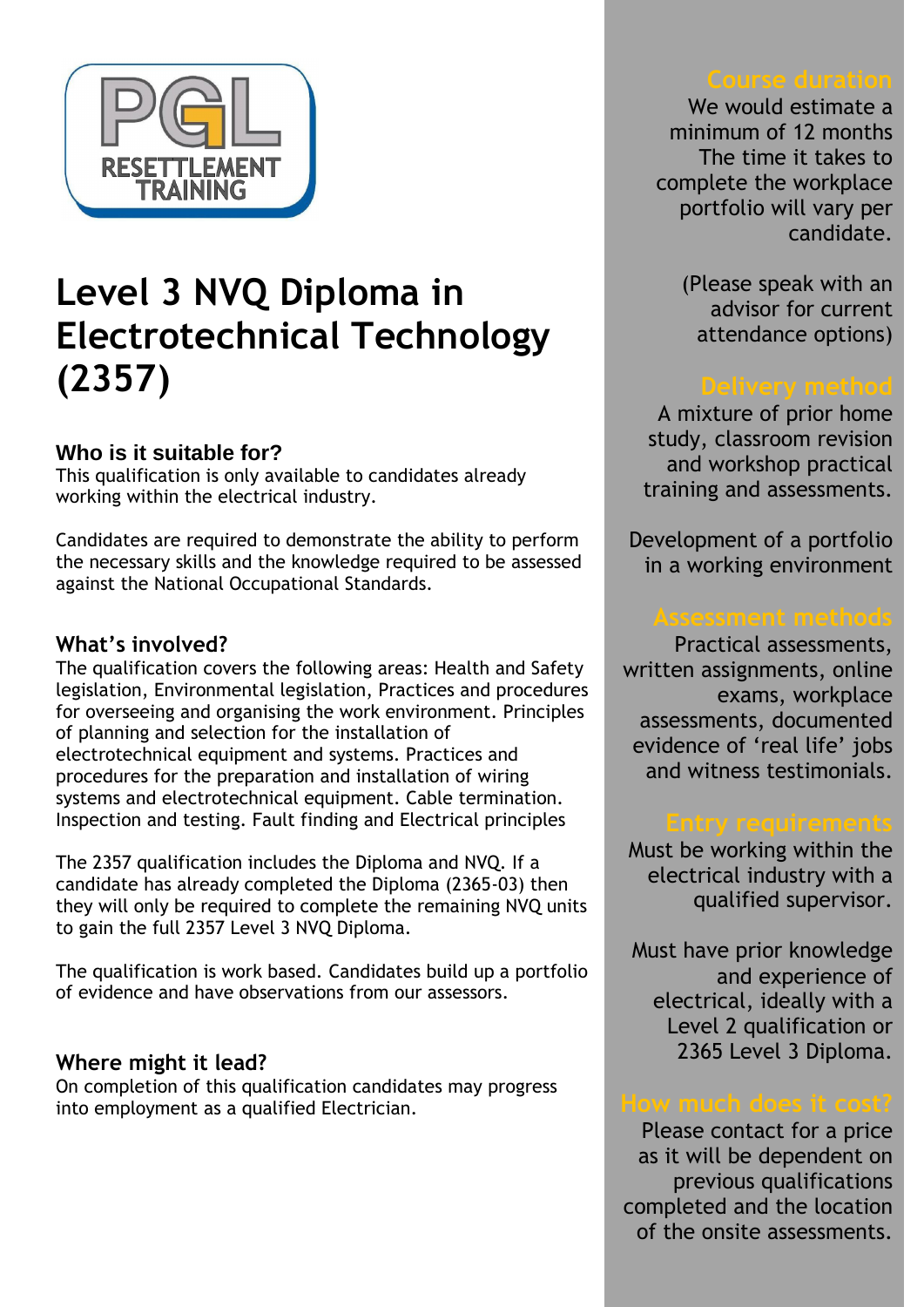PGL RESETTLEMENT TRAINING

# Level 3 NVQ Diploma in Electrotechnical Technology (2357)

### Who is it suitable for?

This qualification is only available to candidates already working within the electrical industry.

Candidates are required to demonstrate the ability to perform the necessary skills and the knowledge required to be assessed against the National Occupational Standards.

### What's involved?

The qualification covers the following areas: Health and Safety legislation, Environmental legislation, Practices and procedures for overseeing and organising the work environment. Principles of planning and selection for the installation of electrotechnical equipment and systems. Practices and procedures for the preparation and installation of wiring systems and electrotechnical equipment. Cable termination. Inspection and testing. Fault finding and Electrical principles

The 2357 qualification includes the Diploma and NVQ. If a candidate has already completed the Diploma (2365-03) then they will only be required to complete the remaining NVQ units to gain the full 2357 Level 3 NVQ Diploma.

The qualification is work based. Candidates build up a portfolio of evidence and have observations from our assessors.

### Where might it lead?

On completion of this qualification candidates may progress into employment as a qualified Electrician.

### Course duration

We would estimate a minimum of 12 months The time it takes to complete the workplace portfolio will vary per candidate.

(Please speak with an advisor for current attendance options)

### Delivery method

A mixture of prior home study, classroom revision and workshop practical training and assessments.

Development of a portfolio in a working environment

### Assessment methods

Practical assessments, written assignments, online exams, workplace assessments, documented evidence of 'real life' jobs and witness testimonials.

### Entry requirements

Must be working within the electrical industry with a qualified supervisor.

Must have prior knowledge and experience of electrical, ideally with a Level 2 qualification or 2365 Level 3 Diploma.

### How much does it cost?

Please contact for a price as it will be dependent on previous qualifications completed and the location of the onsite assessments.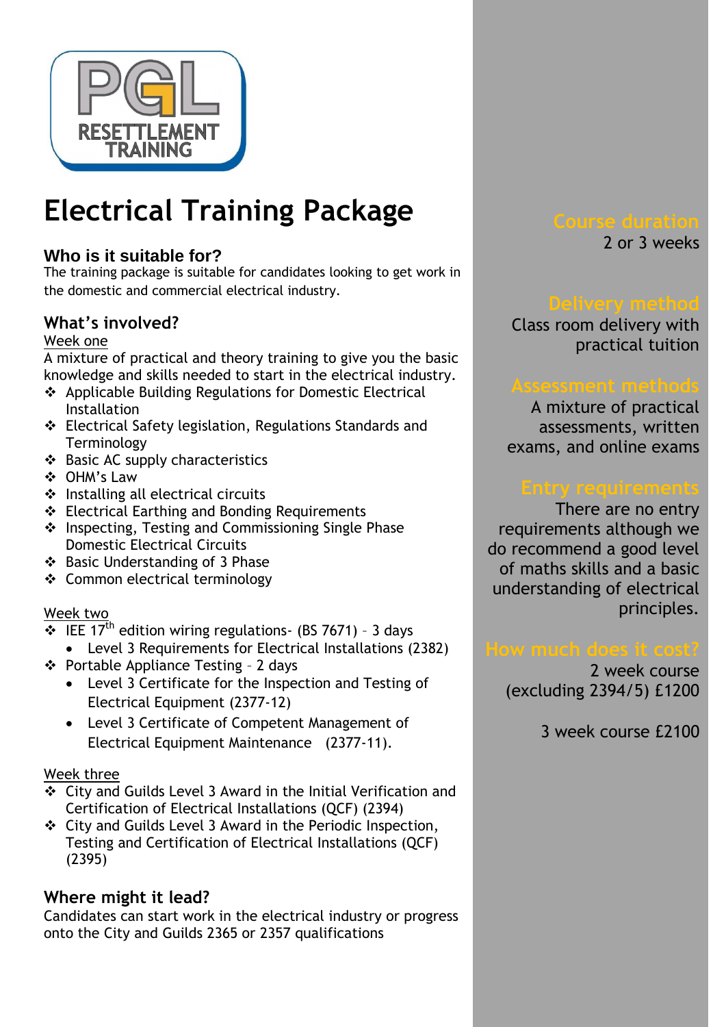# Electrical Training Package

### Who is it suitable for?

The training package is suitable for candidates looking to get work in the domestic and commercial electrical industry.

### What's involved?

Week one

A mixture of practical and theory training to give you the basic knowledge and skills needed to start in the electrical industry.

- Applicable Building Regulations for Domestic Electrical Installation
- Electrical Safety legislation, Regulations Standards and Terminology
- Basic AC supply characteristics
- OHM's Law
- Installing all electrical circuits
- Electrical Earthing and Bonding Requirements
- Inspecting, Testing and Commissioning Single Phase Domestic Electrical Circuits
- Basic Understanding of 3 Phase
- Common electrical terminology

Week two

- IEE 17th edition wiring regulations- (BS 7671) – 3 days
  - Level 3 Requirements for Electrical Installations (2382)
- Portable Appliance Testing – 2 days
  - Level 3 Certificate for the Inspection and Testing of Electrical Equipment (2377-12)
  - Level 3 Certificate of Competent Management of Electrical Equipment Maintenance (2377-11).

Week three

- City and Guilds Level 3 Award in the Initial Verification and Certification of Electrical Installations (QCF) (2394)
- City and Guilds Level 3 Award in the Periodic Inspection, Testing and Certification of Electrical Installations (QCF) (2395)

### Where might it lead?

Candidates can start work in the electrical industry or progress onto the City and Guilds 2365 or 2357 qualifications

### Course duration

2 or 3 weeks

### Delivery method

Class room delivery with practical tuition

### Assessment methods

A mixture of practical assessments, written exams, and online exams

### Entry requirements

There are no entry requirements although we do recommend a good level of maths skills and a basic understanding of electrical principles.

### How much does it cost?

2 week course (excluding 2394/5) £1200

3 week course £2100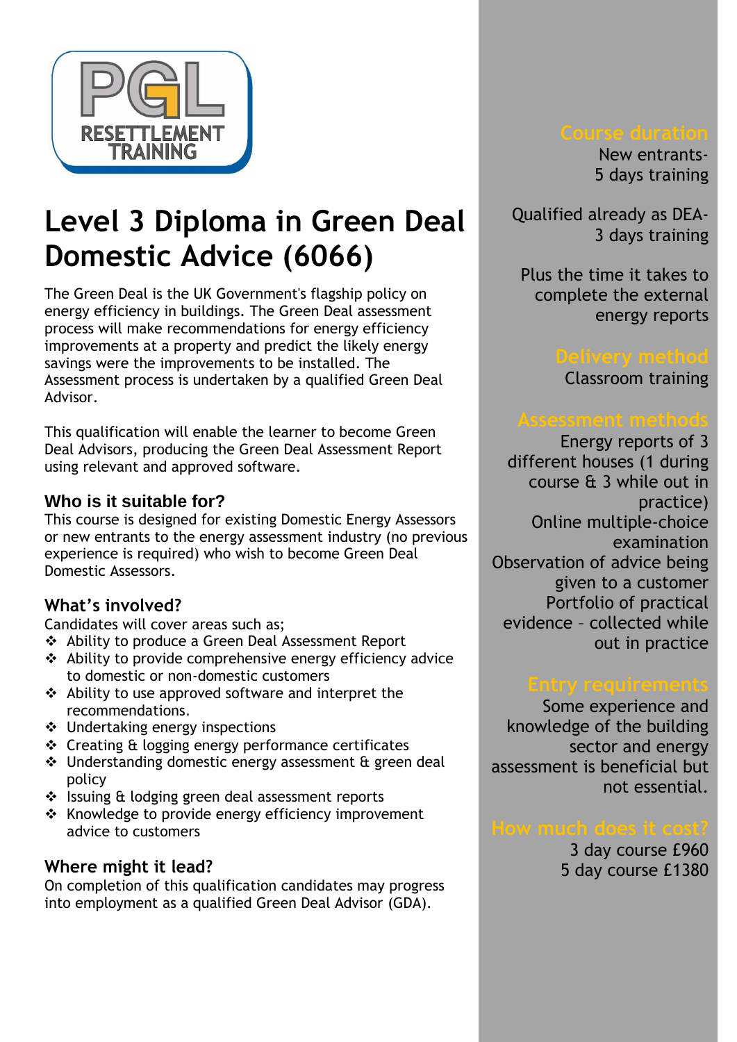PGL RESETTLEMENT TRAINING

# Level 3 Diploma in Green Deal Domestic Advice (6066)

The Green Deal is the UK Government's flagship policy on energy efficiency in buildings. The Green Deal assessment process will make recommendations for energy efficiency improvements at a property and predict the likely energy savings were the improvements to be installed. The Assessment process is undertaken by a qualified Green Deal Advisor.

This qualification will enable the learner to become Green Deal Advisors, producing the Green Deal Assessment Report using relevant and approved software.

### Who is it suitable for?

This course is designed for existing Domestic Energy Assessors or new entrants to the energy assessment industry (no previous experience is required) who wish to become Green Deal Domestic Assessors.

### What's involved?

Candidates will cover areas such as;

- Ability to produce a Green Deal Assessment Report
- Ability to provide comprehensive energy efficiency advice to domestic or non-domestic customers
- Ability to use approved software and interpret the recommendations.
- Undertaking energy inspections
- Creating & logging energy performance certificates
- Understanding domestic energy assessment & green deal policy
- Issuing & lodging green deal assessment reports
- Knowledge to provide energy efficiency improvement advice to customers

### Where might it lead?

On completion of this qualification candidates may progress into employment as a qualified Green Deal Advisor (GDA).

### Course duration

New entrants- 5 days training

Qualified already as DEA- 3 days training

Plus the time it takes to complete the external energy reports

### Delivery method

Classroom training

### Assessment methods

Energy reports of 3 different houses (1 during course & 3 while out in practice)

Online multiple-choice examination

Observation of advice being given to a customer

Portfolio of practical evidence – collected while out in practice

### Entry requirements

Some experience and knowledge of the building sector and energy assessment is beneficial but not essential.

### How much does it cost?

3 day course £960

5 day course £1380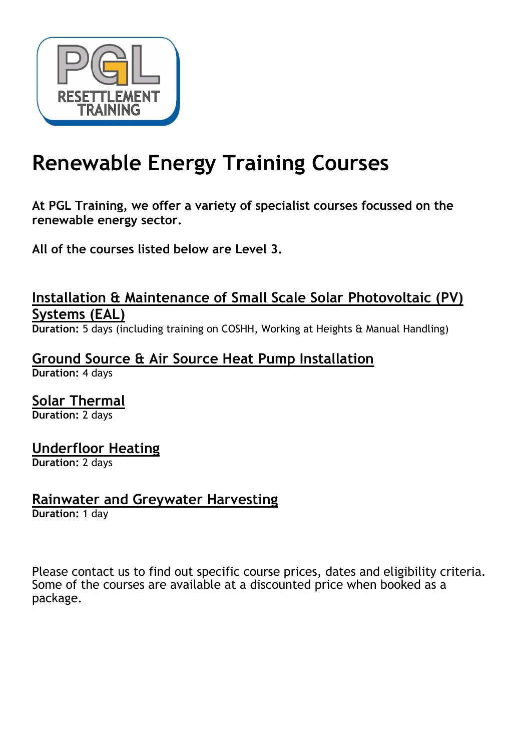PGL RESETTLEMENT TRAINING

# Renewable Energy Training Courses

**At PGL Training, we offer a variety of specialist courses focussed on the renewable energy sector.**

**All of the courses listed below are Level 3.**

## Installation & Maintenance of Small Scale Solar Photovoltaic (PV) Systems (EAL)

**Duration:** 5 days (including training on COSHH, Working at Heights & Manual Handling)

## Ground Source & Air Source Heat Pump Installation

**Duration:** 4 days

## Solar Thermal

**Duration:** 2 days

## Underfloor Heating

**Duration:** 2 days

## Rainwater and Greywater Harvesting

**Duration:** 1 day

Please contact us to find out specific course prices, dates and eligibility criteria. Some of the courses are available at a discounted price when booked as a package.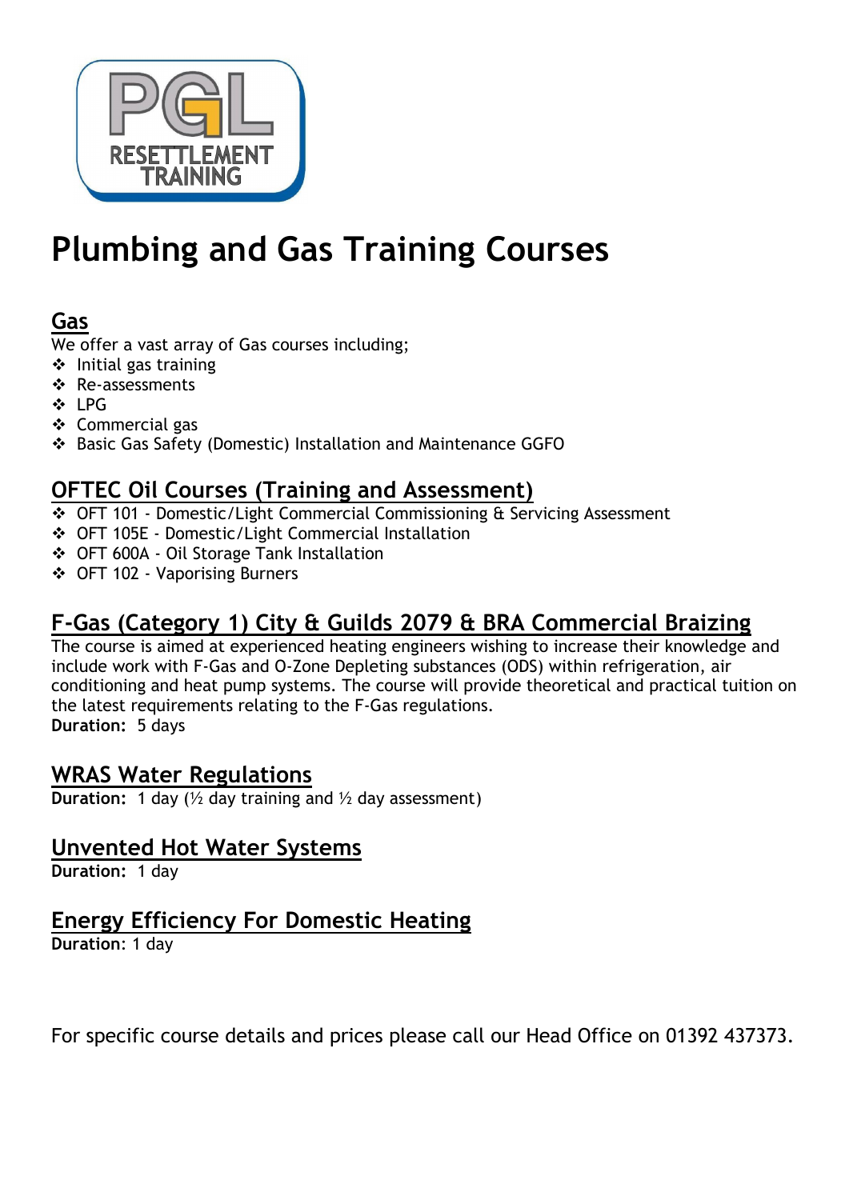PGL RESETTLEMENT TRAINING

# Plumbing and Gas Training Courses

## Gas

We offer a vast array of Gas courses including;

- Initial gas training
- Re-assessments
- LPG
- Commercial gas
- Basic Gas Safety (Domestic) Installation and Maintenance GGFO

## OFTEC Oil Courses (Training and Assessment)

- OFT 101 - Domestic/Light Commercial Commissioning & Servicing Assessment
- OFT 105E - Domestic/Light Commercial Installation
- OFT 600A - Oil Storage Tank Installation
- OFT 102 - Vaporising Burners

## F-Gas (Category 1) City & Guilds 2079 & BRA Commercial Braizing

The course is aimed at experienced heating engineers wishing to increase their knowledge and include work with F-Gas and O-Zone Depleting substances (ODS) within refrigeration, air conditioning and heat pump systems. The course will provide theoretical and practical tuition on the latest requirements relating to the F-Gas regulations.

**Duration:** 5 days

## WRAS Water Regulations

**Duration:** 1 day (½ day training and ½ day assessment)

## Unvented Hot Water Systems

**Duration:** 1 day

## Energy Efficiency For Domestic Heating

**Duration**: 1 day

For specific course details and prices please call our Head Office on 01392 437373.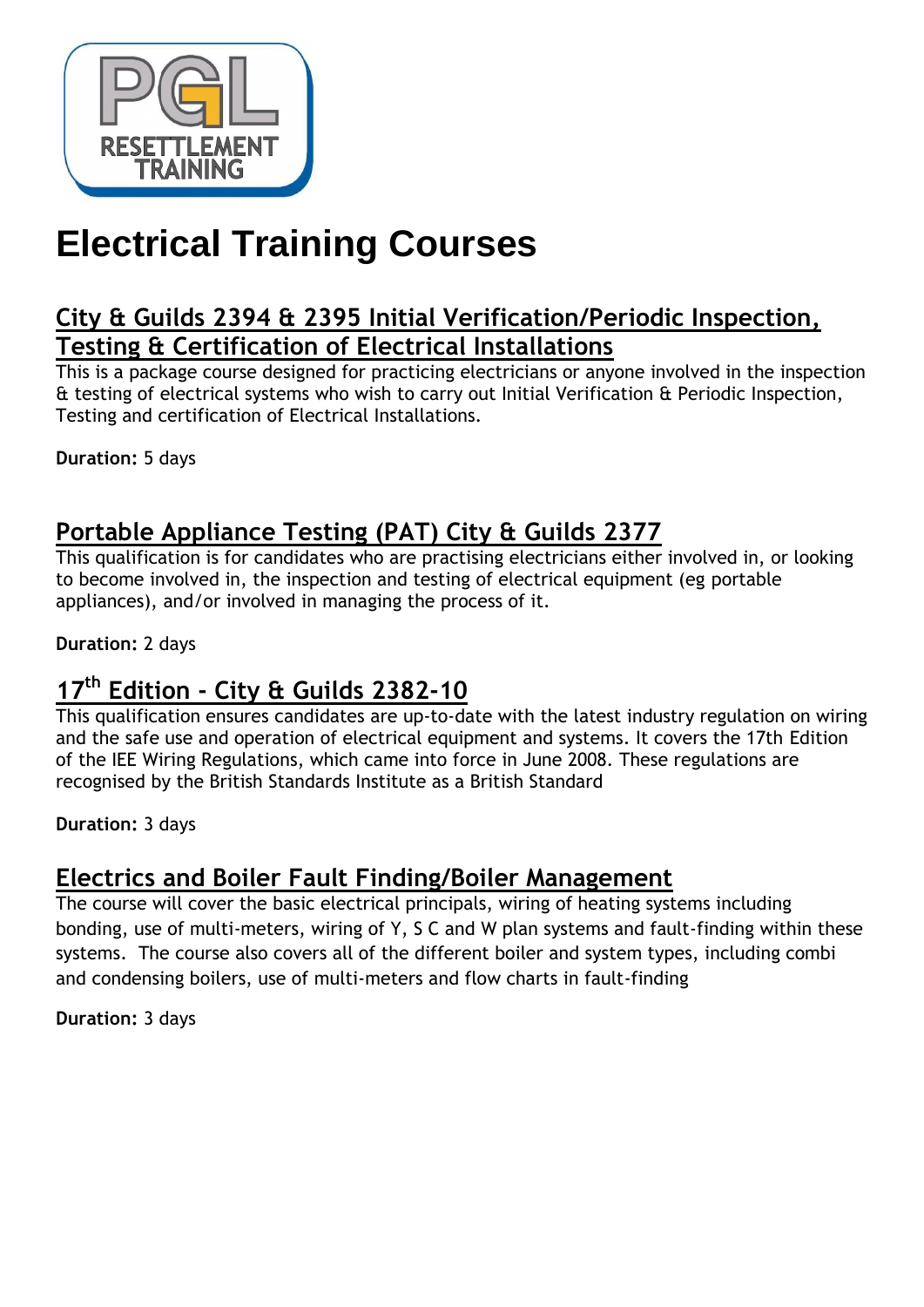# Electrical Training Courses

## City & Guilds 2394 & 2395 Initial Verification/Periodic Inspection, Testing & Certification of Electrical Installations

This is a package course designed for practicing electricians or anyone involved in the inspection & testing of electrical systems who wish to carry out Initial Verification & Periodic Inspection, Testing and certification of Electrical Installations.

**Duration:** 5 days

## Portable Appliance Testing (PAT) City & Guilds 2377

This qualification is for candidates who are practising electricians either involved in, or looking to become involved in, the inspection and testing of electrical equipment (eg portable appliances), and/or involved in managing the process of it.

**Duration:** 2 days

## 17th Edition - City & Guilds 2382-10

This qualification ensures candidates are up-to-date with the latest industry regulation on wiring and the safe use and operation of electrical equipment and systems. It covers the 17th Edition of the IEE Wiring Regulations, which came into force in June 2008. These regulations are recognised by the British Standards Institute as a British Standard

**Duration:** 3 days

## Electrics and Boiler Fault Finding/Boiler Management

The course will cover the basic electrical principals, wiring of heating systems including bonding, use of multi-meters, wiring of Y, S C and W plan systems and fault-finding within these systems. The course also covers all of the different boiler and system types, including combi and condensing boilers, use of multi-meters and flow charts in fault-finding

**Duration:** 3 days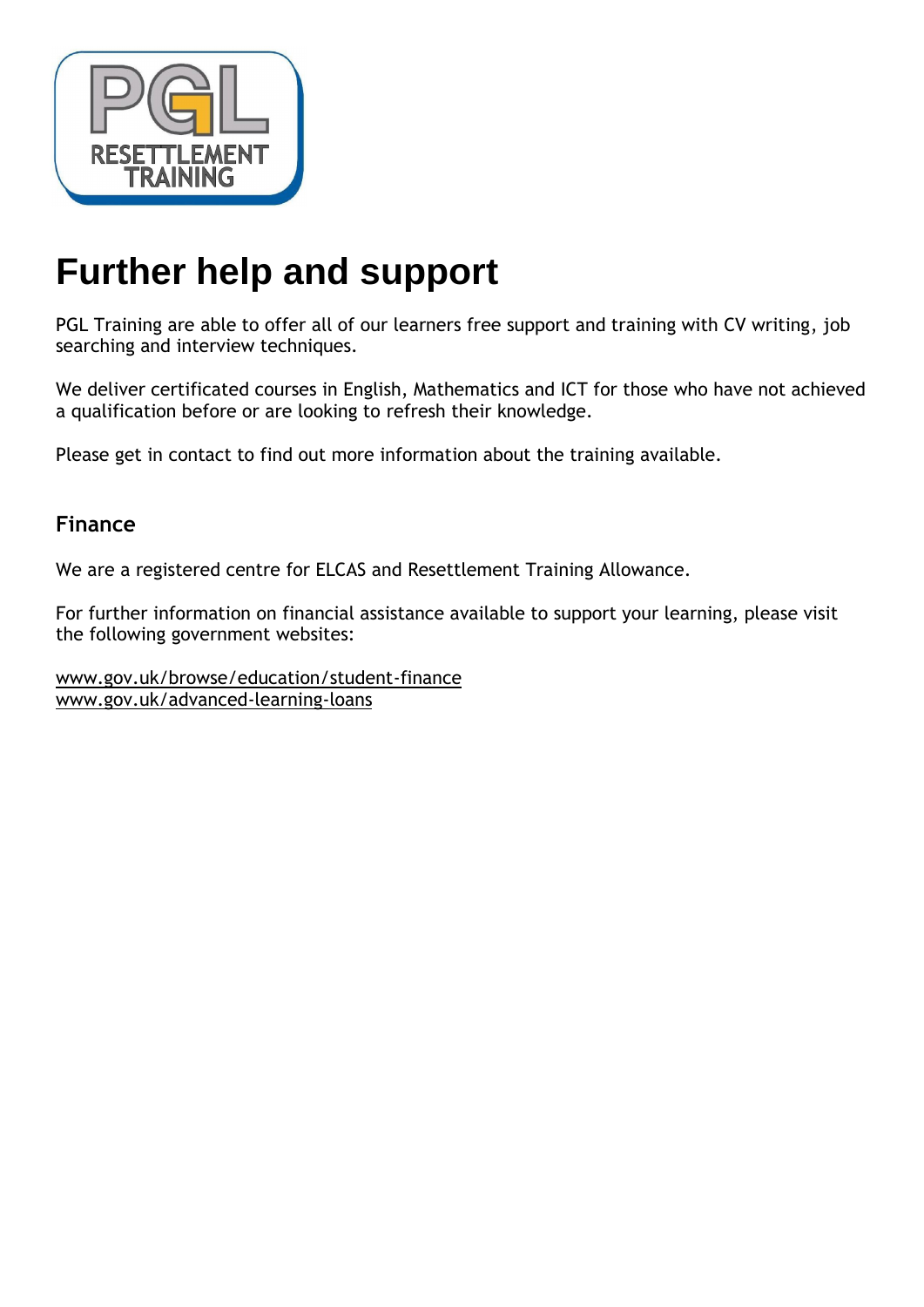# Further help and support

PGL Training are able to offer all of our learners free support and training with CV writing, job searching and interview techniques.

We deliver certificated courses in English, Mathematics and ICT for those who have not achieved a qualification before or are looking to refresh their knowledge.

Please get in contact to find out more information about the training available.

## Finance

We are a registered centre for ELCAS and Resettlement Training Allowance.

For further information on financial assistance available to support your learning, please visit the following government websites:

www.gov.uk/browse/education/student-finance
www.gov.uk/advanced-learning-loans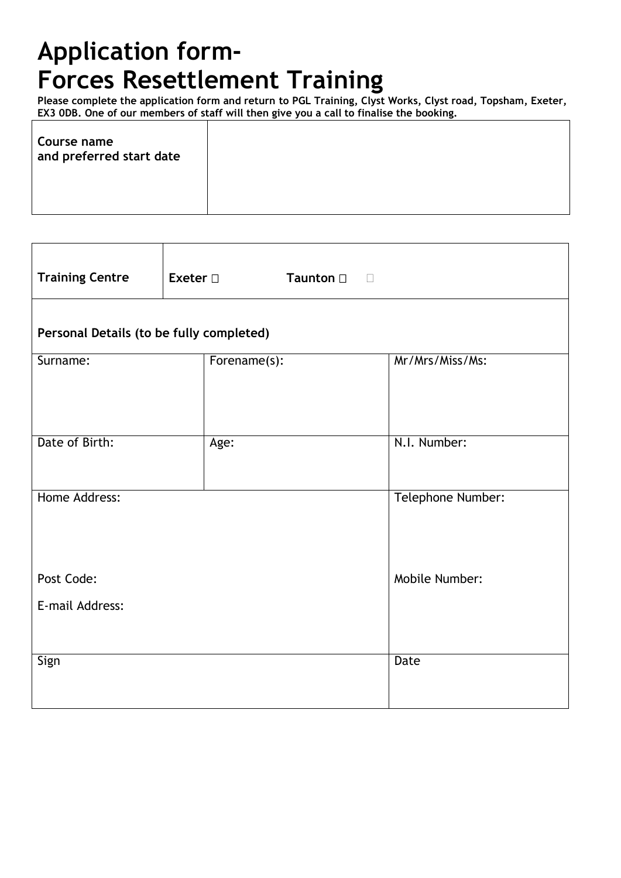# Application form-
# Forces Resettlement Training

**Please complete the application form and return to PGL Training, Clyst Works, Clyst road, Topsham, Exeter, EX3 0DB. One of our members of staff will then give you a call to finalise the booking.**

| **Course name and preferred start date** | |
|---|---|

| **Training Centre** | **Exeter** ☐ **Taunton** ☐ ☐ | |
|---|---|---|
| **Personal Details (to be fully completed)** | | |
| Surname: | Forename(s): | Mr/Mrs/Miss/Ms: |
| Date of Birth: | Age: | N.I. Number: |
| Home Address: | | Telephone Number: |
| Post Code: | | Mobile Number: |
| E-mail Address: | | |
| Sign | | Date |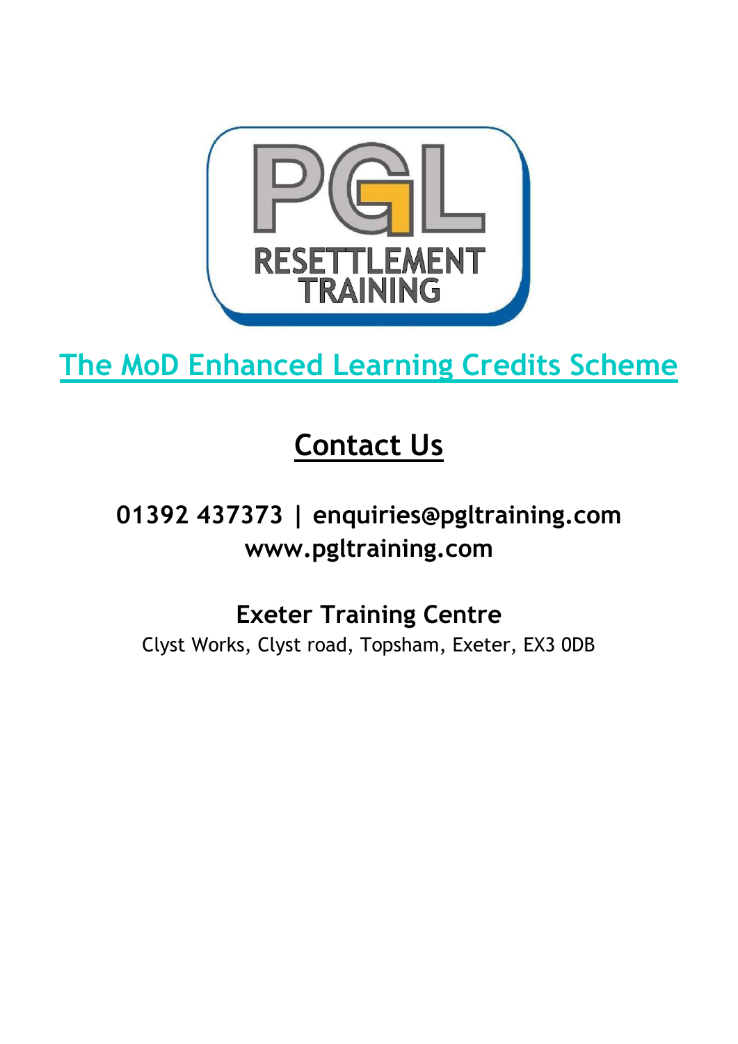PGL RESETTLEMENT TRAINING

[The MoD Enhanced Learning Credits Scheme]

## Contact Us

**01392 437373 | enquiries@pgltraining.com**
**www.pgltraining.com**

**Exeter Training Centre**
Clyst Works, Clyst road, Topsham, Exeter, EX3 0DB